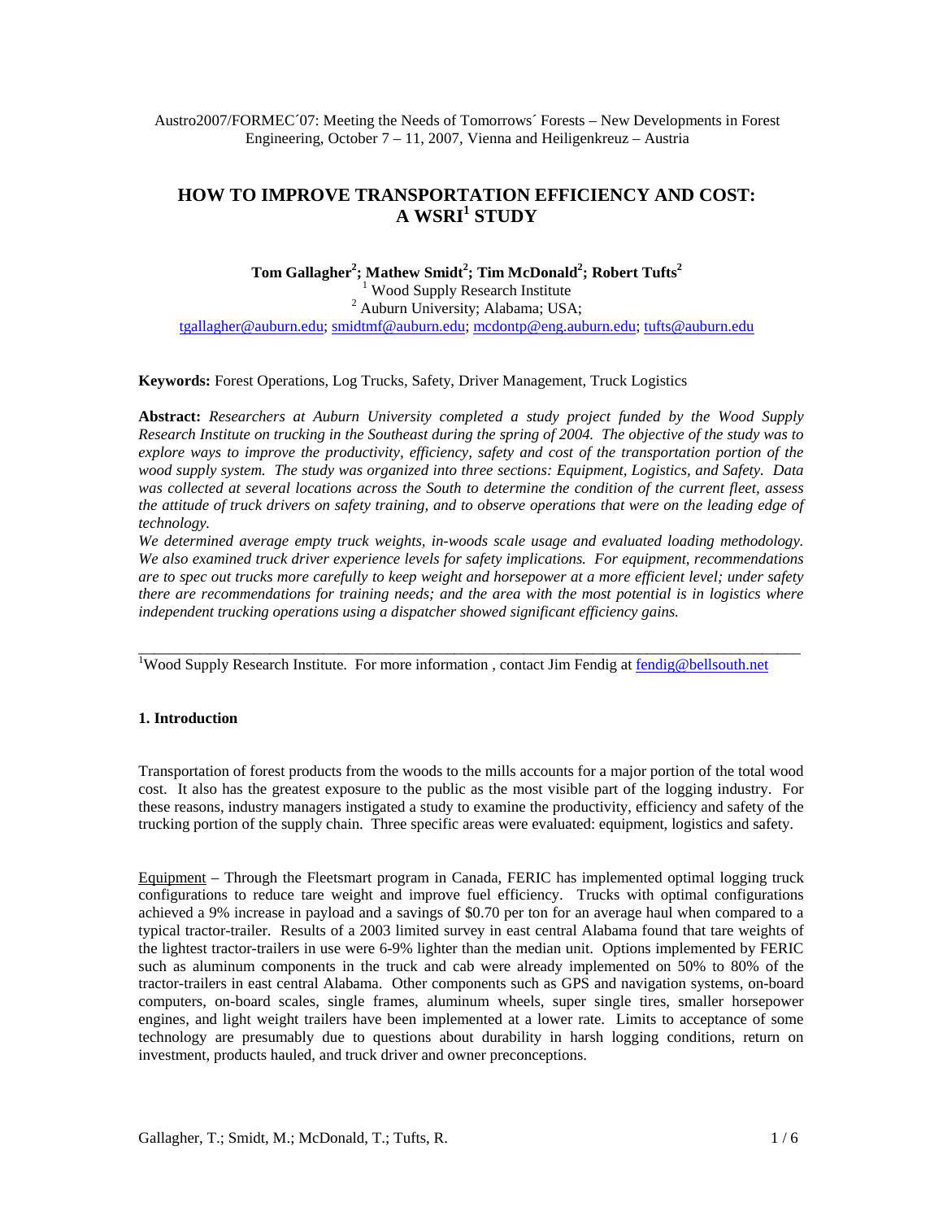Austro2007/FORMEC´07: Meeting the Needs of Tomorrows´ Forests – New Developments in Forest Engineering, October 7 – 11, 2007, Vienna and Heiligenkreuz – Austria

# HOW TO IMPROVE TRANSPORTATION EFFICIENCY AND COST: A WSRI[1] STUDY

**Tom Gallagher[2]; Mathew Smidt[2]; Tim McDonald[2]; Robert Tufts[2]**

[1] Wood Supply Research Institute

[2] Auburn University; Alabama; USA;

tgallagher@auburn.edu; smidtmf@auburn.edu; mcdontp@eng.auburn.edu; tufts@auburn.edu

**Keywords:** Forest Operations, Log Trucks, Safety, Driver Management, Truck Logistics

**Abstract:** *Researchers at Auburn University completed a study project funded by the Wood Supply Research Institute on trucking in the Southeast during the spring of 2004. The objective of the study was to explore ways to improve the productivity, efficiency, safety and cost of the transportation portion of the wood supply system. The study was organized into three sections: Equipment, Logistics, and Safety. Data was collected at several locations across the South to determine the condition of the current fleet, assess the attitude of truck drivers on safety training, and to observe operations that were on the leading edge of technology.*

*We determined average empty truck weights, in-woods scale usage and evaluated loading methodology. We also examined truck driver experience levels for safety implications. For equipment, recommendations are to spec out trucks more carefully to keep weight and horsepower at a more efficient level; under safety there are recommendations for training needs; and the area with the most potential is in logistics where independent trucking operations using a dispatcher showed significant efficiency gains.*

[1]Wood Supply Research Institute. For more information , contact Jim Fendig at fendig@bellsouth.net

## 1. Introduction

Transportation of forest products from the woods to the mills accounts for a major portion of the total wood cost. It also has the greatest exposure to the public as the most visible part of the logging industry. For these reasons, industry managers instigated a study to examine the productivity, efficiency and safety of the trucking portion of the supply chain. Three specific areas were evaluated: equipment, logistics and safety.

Equipment – Through the Fleetsmart program in Canada, FERIC has implemented optimal logging truck configurations to reduce tare weight and improve fuel efficiency. Trucks with optimal configurations achieved a 9% increase in payload and a savings of $0.70 per ton for an average haul when compared to a typical tractor-trailer. Results of a 2003 limited survey in east central Alabama found that tare weights of the lightest tractor-trailers in use were 6-9% lighter than the median unit. Options implemented by FERIC such as aluminum components in the truck and cab were already implemented on 50% to 80% of the tractor-trailers in east central Alabama. Other components such as GPS and navigation systems, on-board computers, on-board scales, single frames, aluminum wheels, super single tires, smaller horsepower engines, and light weight trailers have been implemented at a lower rate. Limits to acceptance of some technology are presumably due to questions about durability in harsh logging conditions, return on investment, products hauled, and truck driver and owner preconceptions.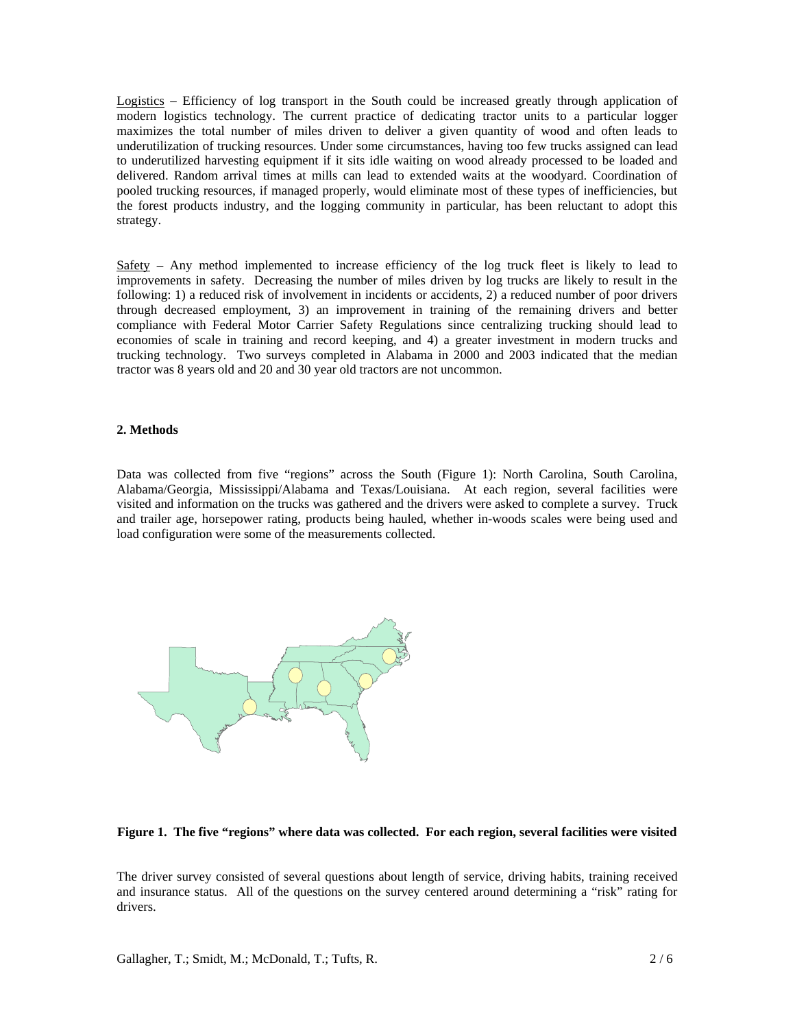Logistics – Efficiency of log transport in the South could be increased greatly through application of modern logistics technology. The current practice of dedicating tractor units to a particular logger maximizes the total number of miles driven to deliver a given quantity of wood and often leads to underutilization of trucking resources. Under some circumstances, having too few trucks assigned can lead to underutilized harvesting equipment if it sits idle waiting on wood already processed to be loaded and delivered. Random arrival times at mills can lead to extended waits at the woodyard. Coordination of pooled trucking resources, if managed properly, would eliminate most of these types of inefficiencies, but the forest products industry, and the logging community in particular, has been reluctant to adopt this strategy.

Safety – Any method implemented to increase efficiency of the log truck fleet is likely to lead to improvements in safety. Decreasing the number of miles driven by log trucks are likely to result in the following: 1) a reduced risk of involvement in incidents or accidents, 2) a reduced number of poor drivers through decreased employment, 3) an improvement in training of the remaining drivers and better compliance with Federal Motor Carrier Safety Regulations since centralizing trucking should lead to economies of scale in training and record keeping, and 4) a greater investment in modern trucks and trucking technology. Two surveys completed in Alabama in 2000 and 2003 indicated that the median tractor was 8 years old and 20 and 30 year old tractors are not uncommon.

## 2. Methods

Data was collected from five "regions" across the South (Figure 1): North Carolina, South Carolina, Alabama/Georgia, Mississippi/Alabama and Texas/Louisiana. At each region, several facilities were visited and information on the trucks was gathered and the drivers were asked to complete a survey. Truck and trailer age, horsepower rating, products being hauled, whether in-woods scales were being used and load configuration were some of the measurements collected.

**Figure 1. The five "regions" where data was collected. For each region, several facilities were visited**

The driver survey consisted of several questions about length of service, driving habits, training received and insurance status. All of the questions on the survey centered around determining a "risk" rating for drivers.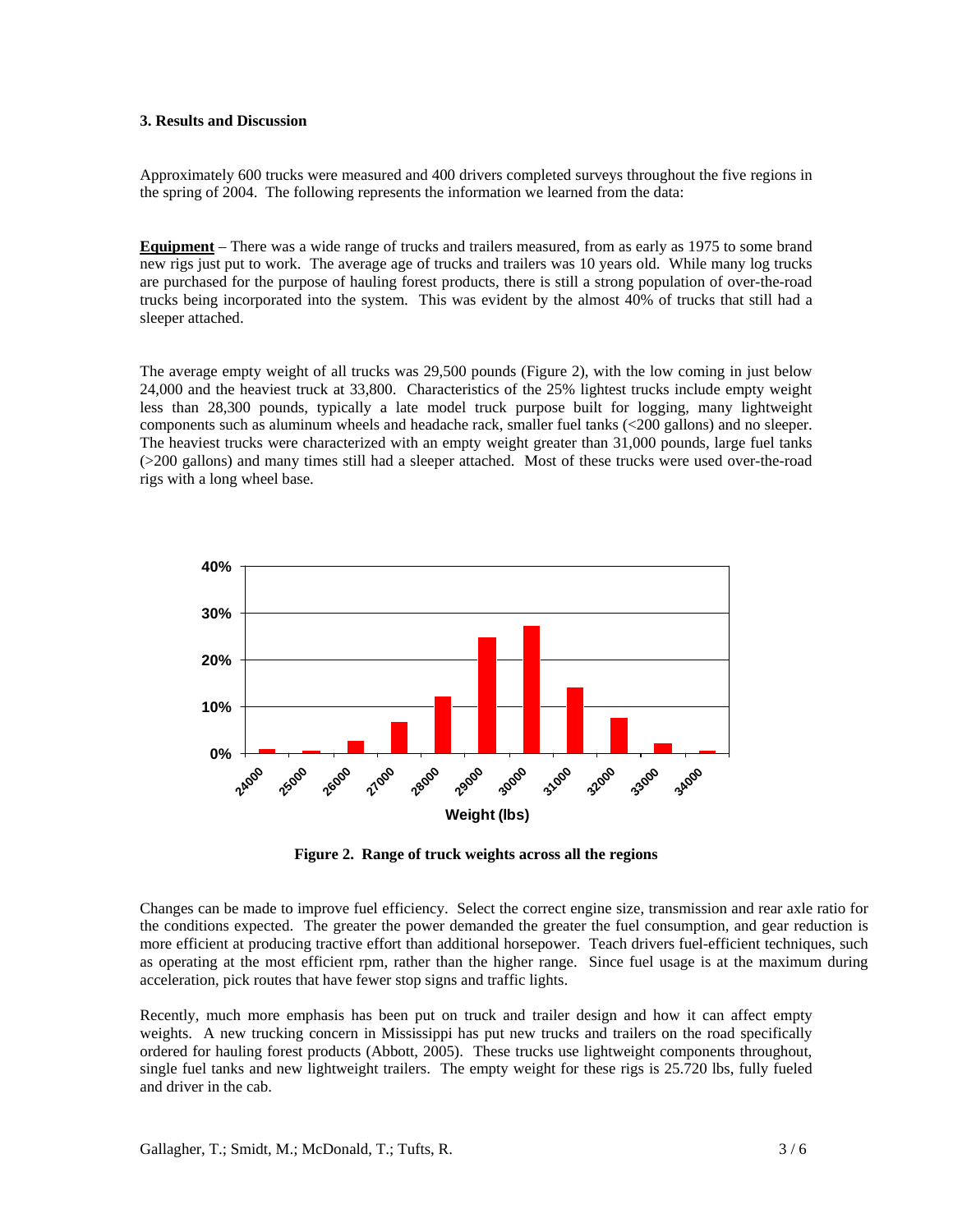### 3. Results and Discussion

Approximately 600 trucks were measured and 400 drivers completed surveys throughout the five regions in the spring of 2004. The following represents the information we learned from the data:

**Equipment** – There was a wide range of trucks and trailers measured, from as early as 1975 to some brand new rigs just put to work. The average age of trucks and trailers was 10 years old. While many log trucks are purchased for the purpose of hauling forest products, there is still a strong population of over-the-road trucks being incorporated into the system. This was evident by the almost 40% of trucks that still had a sleeper attached.

The average empty weight of all trucks was 29,500 pounds (Figure 2), with the low coming in just below 24,000 and the heaviest truck at 33,800. Characteristics of the 25% lightest trucks include empty weight less than 28,300 pounds, typically a late model truck purpose built for logging, many lightweight components such as aluminum wheels and headache rack, smaller fuel tanks (<200 gallons) and no sleeper. The heaviest trucks were characterized with an empty weight greater than 31,000 pounds, large fuel tanks (>200 gallons) and many times still had a sleeper attached. Most of these trucks were used over-the-road rigs with a long wheel base.

**Figure 2. Range of truck weights across all the regions**

Changes can be made to improve fuel efficiency. Select the correct engine size, transmission and rear axle ratio for the conditions expected. The greater the power demanded the greater the fuel consumption, and gear reduction is more efficient at producing tractive effort than additional horsepower. Teach drivers fuel-efficient techniques, such as operating at the most efficient rpm, rather than the higher range. Since fuel usage is at the maximum during acceleration, pick routes that have fewer stop signs and traffic lights.

Recently, much more emphasis has been put on truck and trailer design and how it can affect empty weights. A new trucking concern in Mississippi has put new trucks and trailers on the road specifically ordered for hauling forest products (Abbott, 2005). These trucks use lightweight components throughout, single fuel tanks and new lightweight trailers. The empty weight for these rigs is 25.720 lbs, fully fueled and driver in the cab.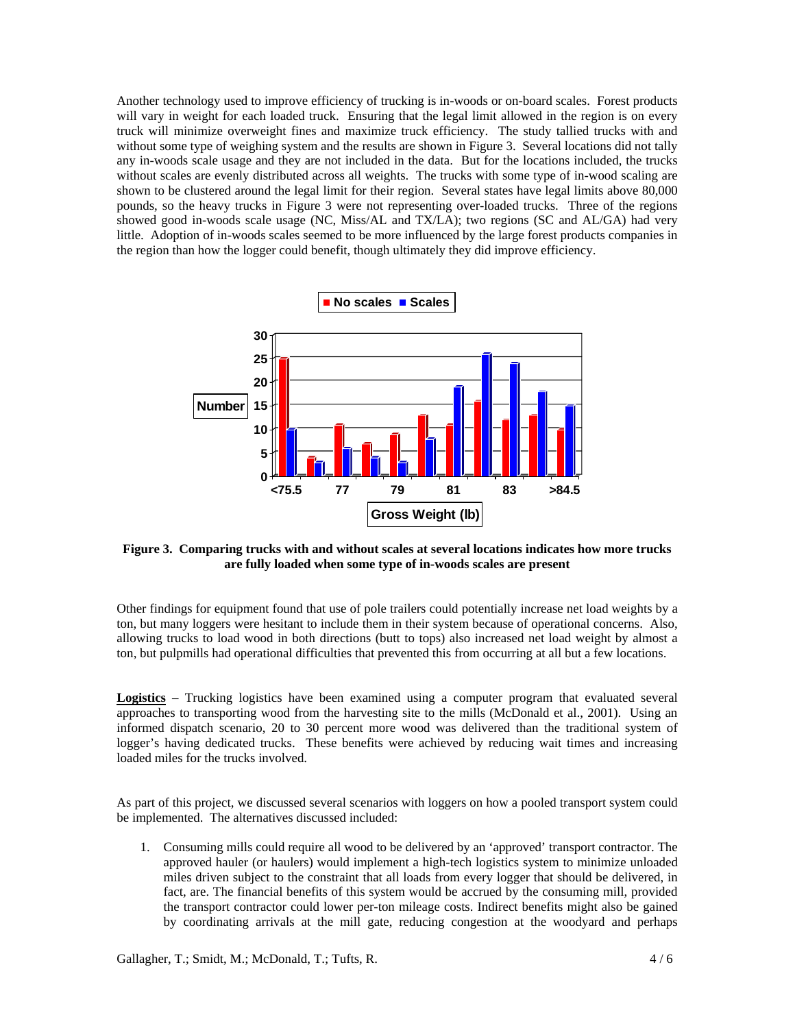Another technology used to improve efficiency of trucking is in-woods or on-board scales. Forest products will vary in weight for each loaded truck. Ensuring that the legal limit allowed in the region is on every truck will minimize overweight fines and maximize truck efficiency. The study tallied trucks with and without some type of weighing system and the results are shown in Figure 3. Several locations did not tally any in-woods scale usage and they are not included in the data. But for the locations included, the trucks without scales are evenly distributed across all weights. The trucks with some type of in-wood scaling are shown to be clustered around the legal limit for their region. Several states have legal limits above 80,000 pounds, so the heavy trucks in Figure 3 were not representing over-loaded trucks. Three of the regions showed good in-woods scale usage (NC, Miss/AL and TX/LA); two regions (SC and AL/GA) had very little. Adoption of in-woods scales seemed to be more influenced by the large forest products companies in the region than how the logger could benefit, though ultimately they did improve efficiency.

**Figure 3. Comparing trucks with and without scales at several locations indicates how more trucks are fully loaded when some type of in-woods scales are present**

Other findings for equipment found that use of pole trailers could potentially increase net load weights by a ton, but many loggers were hesitant to include them in their system because of operational concerns. Also, allowing trucks to load wood in both directions (butt to tops) also increased net load weight by almost a ton, but pulpmills had operational difficulties that prevented this from occurring at all but a few locations.

**Logistics** – Trucking logistics have been examined using a computer program that evaluated several approaches to transporting wood from the harvesting site to the mills (McDonald et al., 2001). Using an informed dispatch scenario, 20 to 30 percent more wood was delivered than the traditional system of logger's having dedicated trucks. These benefits were achieved by reducing wait times and increasing loaded miles for the trucks involved.

As part of this project, we discussed several scenarios with loggers on how a pooled transport system could be implemented. The alternatives discussed included:

1. Consuming mills could require all wood to be delivered by an 'approved' transport contractor. The approved hauler (or haulers) would implement a high-tech logistics system to minimize unloaded miles driven subject to the constraint that all loads from every logger that should be delivered, in fact, are. The financial benefits of this system would be accrued by the consuming mill, provided the transport contractor could lower per-ton mileage costs. Indirect benefits might also be gained by coordinating arrivals at the mill gate, reducing congestion at the woodyard and perhaps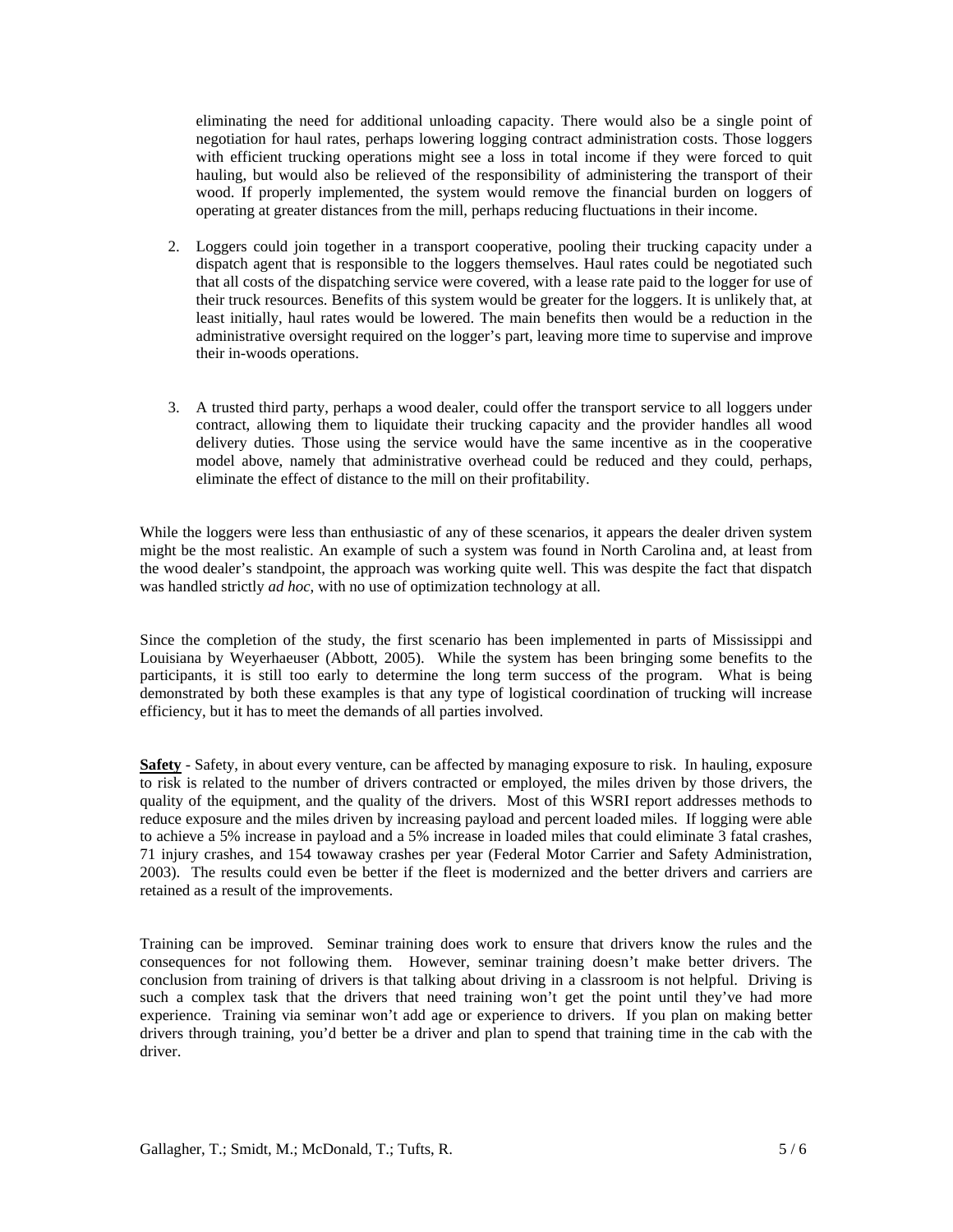eliminating the need for additional unloading capacity. There would also be a single point of negotiation for haul rates, perhaps lowering logging contract administration costs. Those loggers with efficient trucking operations might see a loss in total income if they were forced to quit hauling, but would also be relieved of the responsibility of administering the transport of their wood. If properly implemented, the system would remove the financial burden on loggers of operating at greater distances from the mill, perhaps reducing fluctuations in their income.

2. Loggers could join together in a transport cooperative, pooling their trucking capacity under a dispatch agent that is responsible to the loggers themselves. Haul rates could be negotiated such that all costs of the dispatching service were covered, with a lease rate paid to the logger for use of their truck resources. Benefits of this system would be greater for the loggers. It is unlikely that, at least initially, haul rates would be lowered. The main benefits then would be a reduction in the administrative oversight required on the logger's part, leaving more time to supervise and improve their in-woods operations.

3. A trusted third party, perhaps a wood dealer, could offer the transport service to all loggers under contract, allowing them to liquidate their trucking capacity and the provider handles all wood delivery duties. Those using the service would have the same incentive as in the cooperative model above, namely that administrative overhead could be reduced and they could, perhaps, eliminate the effect of distance to the mill on their profitability.

While the loggers were less than enthusiastic of any of these scenarios, it appears the dealer driven system might be the most realistic. An example of such a system was found in North Carolina and, at least from the wood dealer's standpoint, the approach was working quite well. This was despite the fact that dispatch was handled strictly *ad hoc*, with no use of optimization technology at all.

Since the completion of the study, the first scenario has been implemented in parts of Mississippi and Louisiana by Weyerhaeuser (Abbott, 2005). While the system has been bringing some benefits to the participants, it is still too early to determine the long term success of the program. What is being demonstrated by both these examples is that any type of logistical coordination of trucking will increase efficiency, but it has to meet the demands of all parties involved.

**Safety** - Safety, in about every venture, can be affected by managing exposure to risk. In hauling, exposure to risk is related to the number of drivers contracted or employed, the miles driven by those drivers, the quality of the equipment, and the quality of the drivers. Most of this WSRI report addresses methods to reduce exposure and the miles driven by increasing payload and percent loaded miles. If logging were able to achieve a 5% increase in payload and a 5% increase in loaded miles that could eliminate 3 fatal crashes, 71 injury crashes, and 154 towaway crashes per year (Federal Motor Carrier and Safety Administration, 2003). The results could even be better if the fleet is modernized and the better drivers and carriers are retained as a result of the improvements.

Training can be improved. Seminar training does work to ensure that drivers know the rules and the consequences for not following them. However, seminar training doesn't make better drivers. The conclusion from training of drivers is that talking about driving in a classroom is not helpful. Driving is such a complex task that the drivers that need training won't get the point until they've had more experience. Training via seminar won't add age or experience to drivers. If you plan on making better drivers through training, you'd better be a driver and plan to spend that training time in the cab with the driver.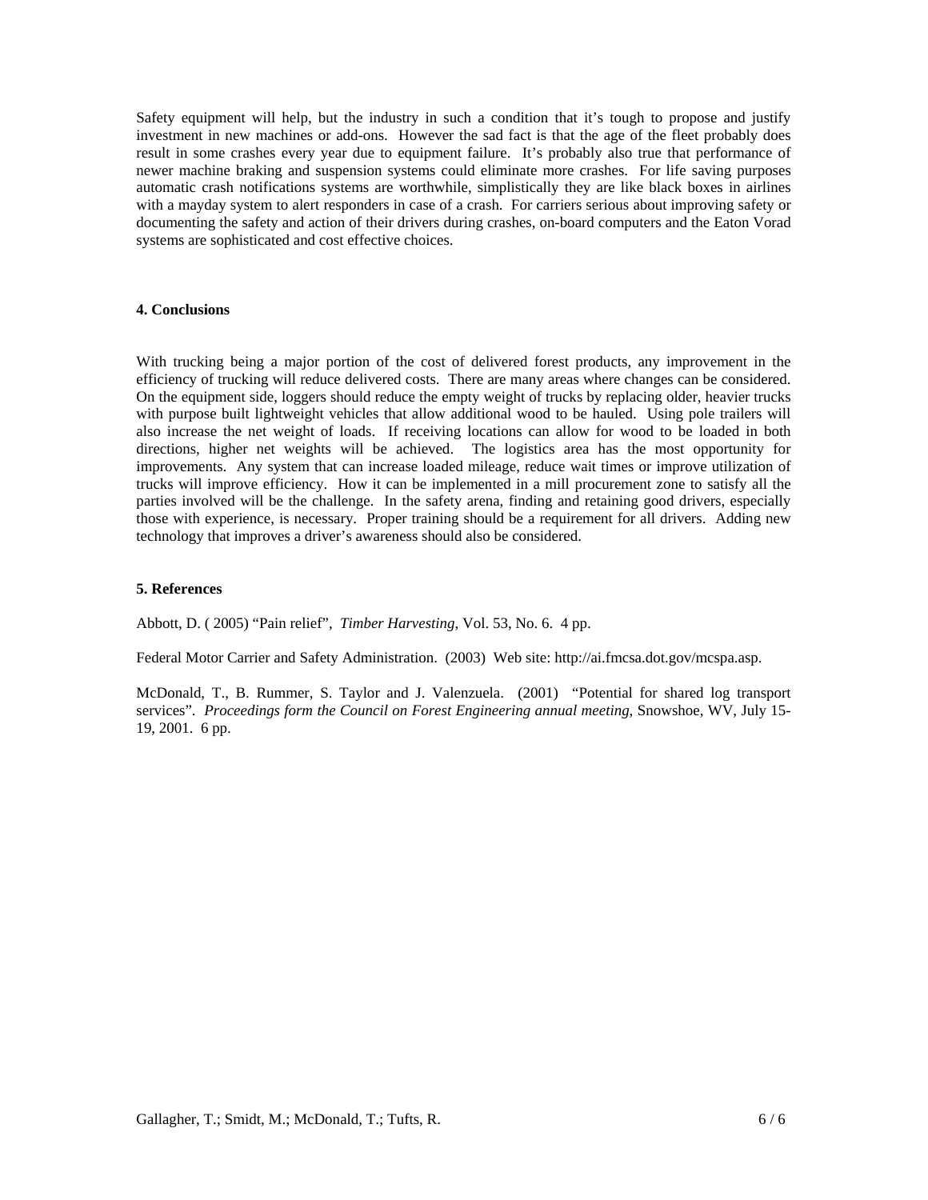Safety equipment will help, but the industry in such a condition that it's tough to propose and justify investment in new machines or add-ons. However the sad fact is that the age of the fleet probably does result in some crashes every year due to equipment failure. It's probably also true that performance of newer machine braking and suspension systems could eliminate more crashes. For life saving purposes automatic crash notifications systems are worthwhile, simplistically they are like black boxes in airlines with a mayday system to alert responders in case of a crash. For carriers serious about improving safety or documenting the safety and action of their drivers during crashes, on-board computers and the Eaton Vorad systems are sophisticated and cost effective choices.

## 4. Conclusions

With trucking being a major portion of the cost of delivered forest products, any improvement in the efficiency of trucking will reduce delivered costs. There are many areas where changes can be considered. On the equipment side, loggers should reduce the empty weight of trucks by replacing older, heavier trucks with purpose built lightweight vehicles that allow additional wood to be hauled. Using pole trailers will also increase the net weight of loads. If receiving locations can allow for wood to be loaded in both directions, higher net weights will be achieved. The logistics area has the most opportunity for improvements. Any system that can increase loaded mileage, reduce wait times or improve utilization of trucks will improve efficiency. How it can be implemented in a mill procurement zone to satisfy all the parties involved will be the challenge. In the safety arena, finding and retaining good drivers, especially those with experience, is necessary. Proper training should be a requirement for all drivers. Adding new technology that improves a driver's awareness should also be considered.

## 5. References

Abbott, D. ( 2005) "Pain relief", *Timber Harvesting*, Vol. 53, No. 6. 4 pp.

Federal Motor Carrier and Safety Administration. (2003) Web site: http://ai.fmcsa.dot.gov/mcspa.asp.

McDonald, T., B. Rummer, S. Taylor and J. Valenzuela. (2001) "Potential for shared log transport services". *Proceedings form the Council on Forest Engineering annual meeting*, Snowshoe, WV, July 15-19, 2001. 6 pp.